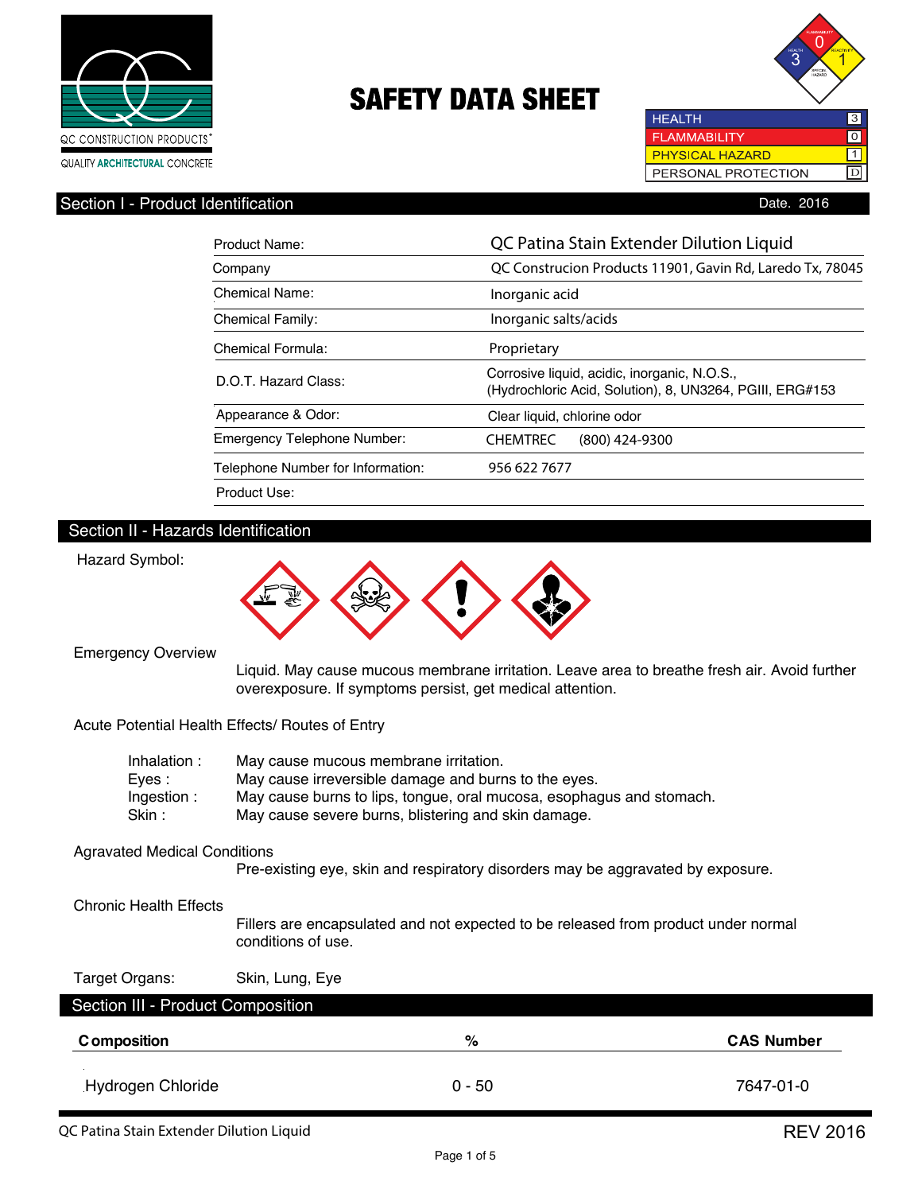QC CONSTRUCTION PRODUCTS
QUALITY ARCHITECTURAL CONCRETE

# SAFETY DATA SHEET

| | |
|---|---|
| HEALTH | 3 |
| FLAMMABILITY | 0 |
| PHYSICAL HAZARD | 1 |
| PERSONAL PROTECTION | D |

## Section I - Product Identification

Date. 2016

| | |
|---|---|
| Product Name: | QC Patina Stain Extender Dilution Liquid |
| Company | QC Construcion Products 11901, Gavin Rd, Laredo Tx, 78045 |
| Chemical Name: | Inorganic acid |
| Chemical Family: | Inorganic salts/acids |
| Chemical Formula: | Proprietary |
| D.O.T. Hazard Class: | Corrosive liquid, acidic, inorganic, N.O.S., (Hydrochloric Acid, Solution), 8, UN3264, PGIII, ERG#153 |
| Appearance & Odor: | Clear liquid, chlorine odor |
| Emergency Telephone Number: | CHEMTREC (800) 424-9300 |
| Telephone Number for Information: | 956 622 7677 |
| Product Use: | |

## Section II - Hazards Identification

Hazard Symbol:

Emergency Overview

Liquid. May cause mucous membrane irritation. Leave area to breathe fresh air. Avoid further overexposure. If symptoms persist, get medical attention.

Acute Potential Health Effects/ Routes of Entry

- Inhalation : May cause mucous membrane irritation.
- Eyes : May cause irreversible damage and burns to the eyes.
- Ingestion : May cause burns to lips, tongue, oral mucosa, esophagus and stomach.
- Skin : May cause severe burns, blistering and skin damage.

Agravated Medical Conditions

Pre-existing eye, skin and respiratory disorders may be aggravated by exposure.

Chronic Health Effects

Fillers are encapsulated and not expected to be released from product under normal conditions of use.

Target Organs: Skin, Lung, Eye

## Section III - Product Composition

| Composition | % | CAS Number |
|---|---|---|
| Hydrogen Chloride | 0 - 50 | 7647-01-0 |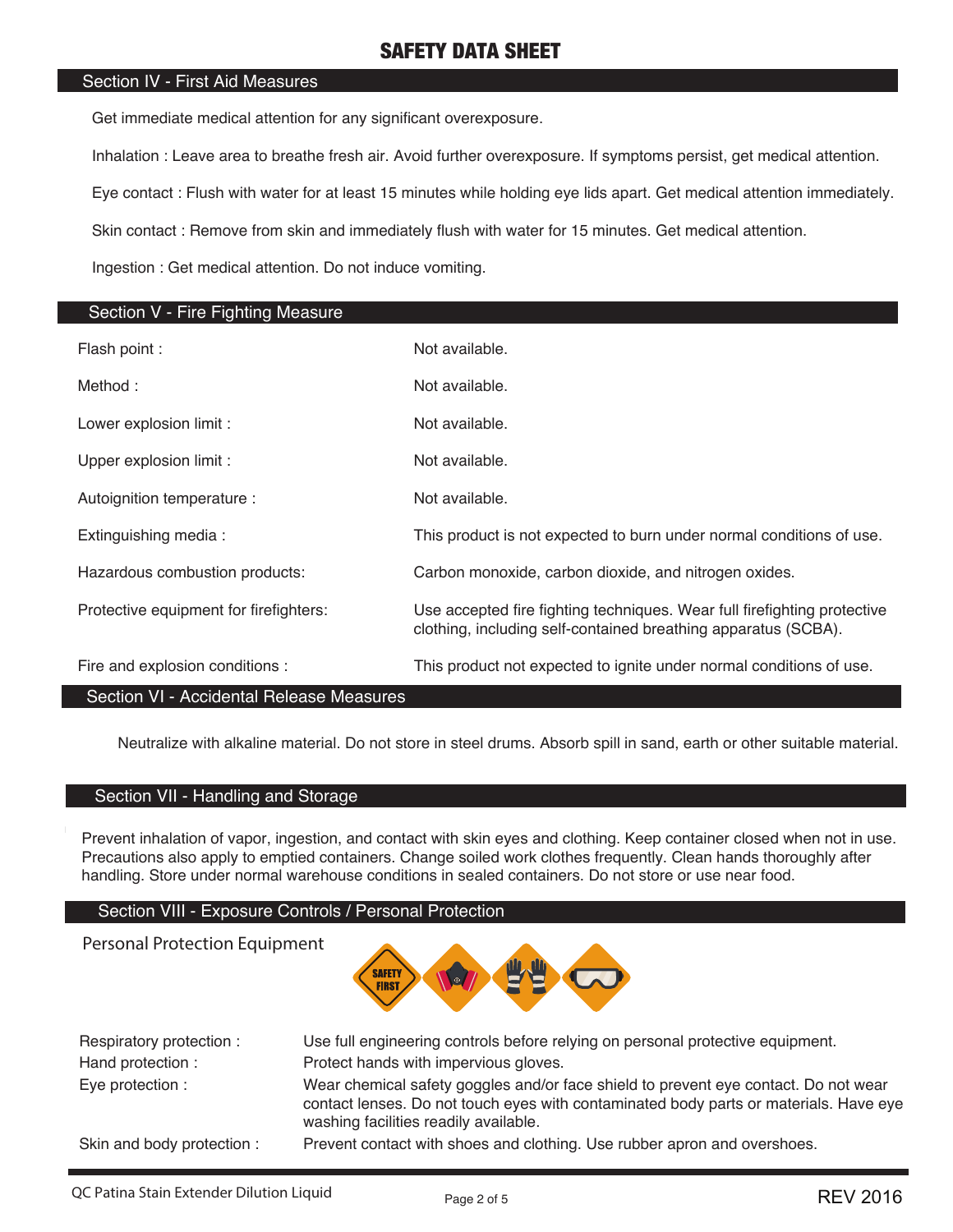# SAFETY DATA SHEET

## Section IV - First Aid Measures

Get immediate medical attention for any significant overexposure.

Inhalation : Leave area to breathe fresh air. Avoid further overexposure. If symptoms persist, get medical attention.

Eye contact : Flush with water for at least 15 minutes while holding eye lids apart. Get medical attention immediately.

Skin contact : Remove from skin and immediately flush with water for 15 minutes. Get medical attention.

Ingestion : Get medical attention. Do not induce vomiting.

## Section V - Fire Fighting Measure

| | |
|---|---|
| Flash point : | Not available. |
| Method : | Not available. |
| Lower explosion limit : | Not available. |
| Upper explosion limit : | Not available. |
| Autoignition temperature : | Not available. |
| Extinguishing media : | This product is not expected to burn under normal conditions of use. |
| Hazardous combustion products: | Carbon monoxide, carbon dioxide, and nitrogen oxides. |
| Protective equipment for firefighters: | Use accepted fire fighting techniques. Wear full firefighting protective clothing, including self-contained breathing apparatus (SCBA). |
| Fire and explosion conditions : | This product not expected to ignite under normal conditions of use. |

## Section VI - Accidental Release Measures

Neutralize with alkaline material. Do not store in steel drums. Absorb spill in sand, earth or other suitable material.

## Section VII - Handling and Storage

Prevent inhalation of vapor, ingestion, and contact with skin eyes and clothing. Keep container closed when not in use. Precautions also apply to emptied containers. Change soiled work clothes frequently. Clean hands thoroughly after handling. Store under normal warehouse conditions in sealed containers. Do not store or use near food.

## Section VIII - Exposure Controls / Personal Protection

### Personal Protection Equipment

| | |
|---|---|
| Respiratory protection : | Use full engineering controls before relying on personal protective equipment. |
| Hand protection : | Protect hands with impervious gloves. |
| Eye protection : | Wear chemical safety goggles and/or face shield to prevent eye contact. Do not wear contact lenses. Do not touch eyes with contaminated body parts or materials. Have eye washing facilities readily available. |
| Skin and body protection : | Prevent contact with shoes and clothing. Use rubber apron and overshoes. |

QC Patina Stain Extender Dilution Liquid

REV 2016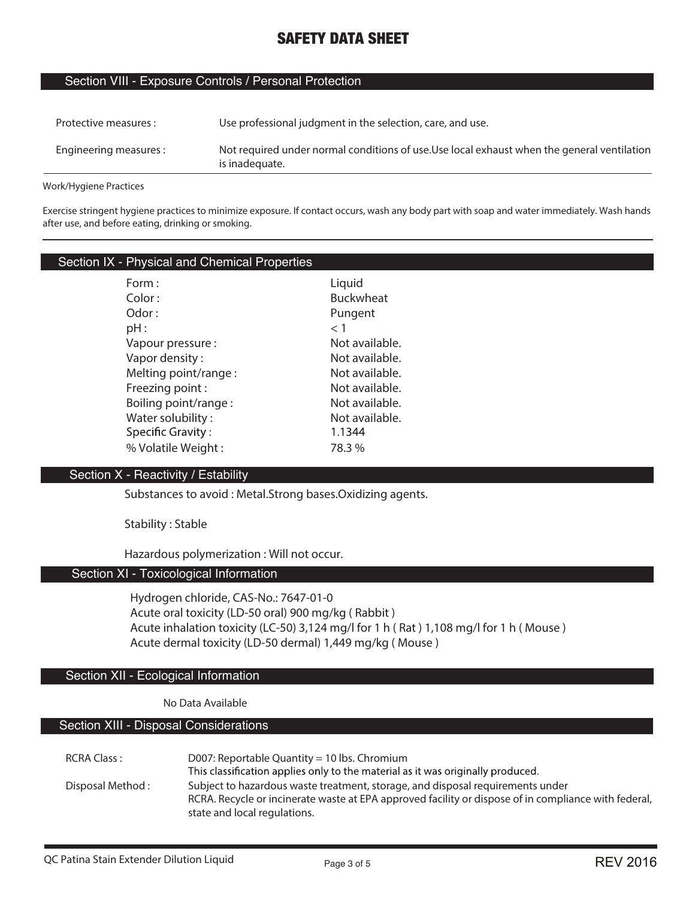# SAFETY DATA SHEET

## Section VIII - Exposure Controls / Personal Protection

| | |
|---|---|
| Protective measures : | Use professional judgment in the selection, care, and use. |
| Engineering measures : | Not required under normal conditions of use.Use local exhaust when the general ventilation is inadequate. |

Work/Hygiene Practices

Exercise stringent hygiene practices to minimize exposure. If contact occurs, wash any body part with soap and water immediately. Wash hands after use, and before eating, drinking or smoking.

## Section IX - Physical and Chemical Properties

| | |
|---|---|
| Form : | Liquid |
| Color : | Buckwheat |
| Odor : | Pungent |
| pH : | < 1 |
| Vapour pressure : | Not available. |
| Vapor density : | Not available. |
| Melting point/range : | Not available. |
| Freezing point : | Not available. |
| Boiling point/range : | Not available. |
| Water solubility : | Not available. |
| Specific Gravity : | 1.1344 |
| % Volatile Weight : | 78.3 % |

## Section X - Reactivity / Estability

Substances to avoid : Metal.Strong bases.Oxidizing agents.

Stability : Stable

Hazardous polymerization : Will not occur.

## Section XI - Toxicological Information

Hydrogen chloride, CAS-No.: 7647-01-0
Acute oral toxicity (LD-50 oral) 900 mg/kg ( Rabbit )
Acute inhalation toxicity (LC-50) 3,124 mg/l for 1 h ( Rat ) 1,108 mg/l for 1 h ( Mouse )
Acute dermal toxicity (LD-50 dermal) 1,449 mg/kg ( Mouse )

## Section XII - Ecological Information

No Data Available

## Section XIII - Disposal Considerations

| | |
|---|---|
| RCRA Class : | D007: Reportable Quantity = 10 lbs. Chromium<br>This classification applies only to the material as it was originally produced. |
| Disposal Method : | Subject to hazardous waste treatment, storage, and disposal requirements under RCRA. Recycle or incinerate waste at EPA approved facility or dispose of in compliance with federal, state and local regulations. |

QC Patina Stain Extender Dilution Liquid

REV 2016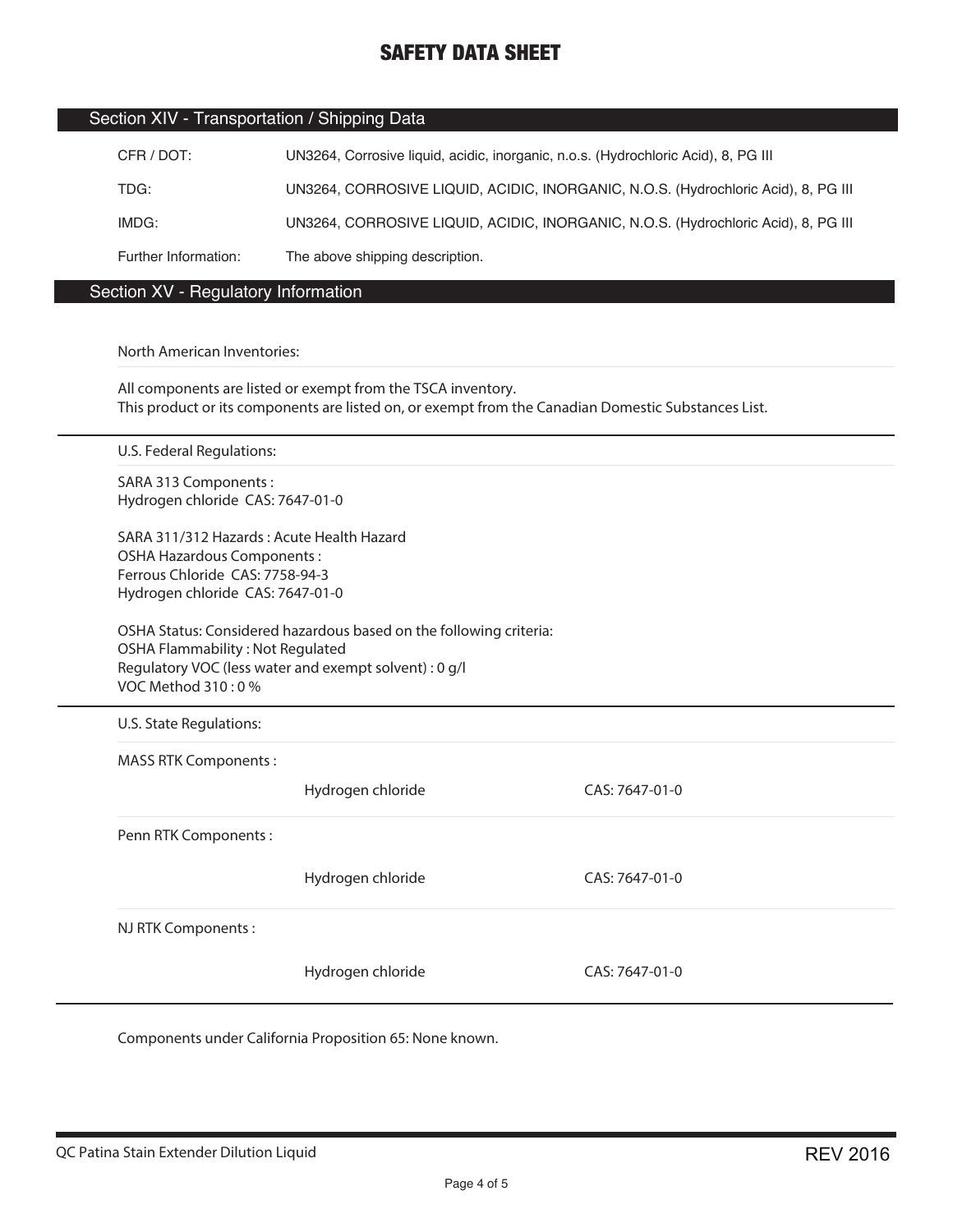## Section XIV - Transportation / Shipping Data

| | |
|---|---|
| CFR / DOT: | UN3264, Corrosive liquid, acidic, inorganic, n.o.s. (Hydrochloric Acid), 8, PG III |
| TDG: | UN3264, CORROSIVE LIQUID, ACIDIC, INORGANIC, N.O.S. (Hydrochloric Acid), 8, PG III |
| IMDG: | UN3264, CORROSIVE LIQUID, ACIDIC, INORGANIC, N.O.S. (Hydrochloric Acid), 8, PG III |
| Further Information: | The above shipping description. |

## Section XV - Regulatory Information

North American Inventories:

All components are listed or exempt from the TSCA inventory.
This product or its components are listed on, or exempt from the Canadian Domestic Substances List.

U.S. Federal Regulations:

SARA 313 Components :
Hydrogen chloride CAS: 7647-01-0

SARA 311/312 Hazards : Acute Health Hazard
OSHA Hazardous Components :
Ferrous Chloride CAS: 7758-94-3
Hydrogen chloride CAS: 7647-01-0

OSHA Status: Considered hazardous based on the following criteria:
OSHA Flammability : Not Regulated
Regulatory VOC (less water and exempt solvent) : 0 g/l
VOC Method 310 : 0 %

U.S. State Regulations:

| | | |
|---|---|---|
| MASS RTK Components : | | |
| | Hydrogen chloride | CAS: 7647-01-0 |
| Penn RTK Components : | | |
| | Hydrogen chloride | CAS: 7647-01-0 |
| NJ RTK Components : | | |
| | Hydrogen chloride | CAS: 7647-01-0 |

Components under California Proposition 65: None known.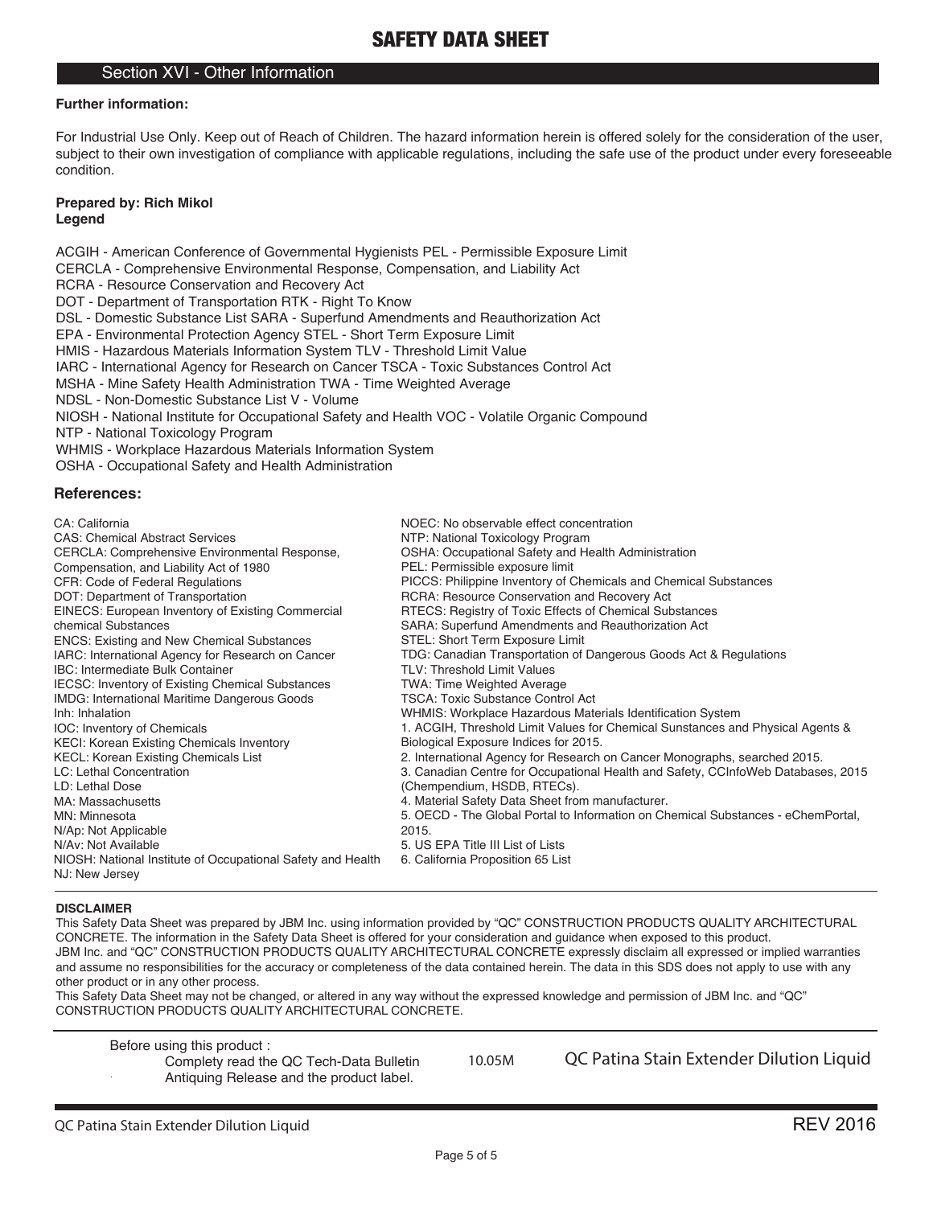# SAFETY DATA SHEET

## Section XVI - Other Information

**Further information:**

For Industrial Use Only. Keep out of Reach of Children. The hazard information herein is offered solely for the consideration of the user, subject to their own investigation of compliance with applicable regulations, including the safe use of the product under every foreseeable condition.

**Prepared by: Rich Mikol**
**Legend**

ACGIH - American Conference of Governmental Hygienists PEL - Permissible Exposure Limit
CERCLA - Comprehensive Environmental Response, Compensation, and Liability Act
RCRA - Resource Conservation and Recovery Act
DOT - Department of Transportation RTK - Right To Know
DSL - Domestic Substance List SARA - Superfund Amendments and Reauthorization Act
EPA - Environmental Protection Agency STEL - Short Term Exposure Limit
HMIS - Hazardous Materials Information System TLV - Threshold Limit Value
IARC - International Agency for Research on Cancer TSCA - Toxic Substances Control Act
MSHA - Mine Safety Health Administration TWA - Time Weighted Average
NDSL - Non-Domestic Substance List V - Volume
NIOSH - National Institute for Occupational Safety and Health VOC - Volatile Organic Compound
NTP - National Toxicology Program
WHMIS - Workplace Hazardous Materials Information System
OSHA - Occupational Safety and Health Administration

### References:

CA: California
CAS: Chemical Abstract Services
CERCLA: Comprehensive Environmental Response, Compensation, and Liability Act of 1980
CFR: Code of Federal Regulations
DOT: Department of Transportation
EINECS: European Inventory of Existing Commercial chemical Substances
ENCS: Existing and New Chemical Substances
IARC: International Agency for Research on Cancer
IBC: Intermediate Bulk Container
IECSC: Inventory of Existing Chemical Substances
IMDG: International Maritime Dangerous Goods
Inh: Inhalation
IOC: Inventory of Chemicals
KECI: Korean Existing Chemicals Inventory
KECL: Korean Existing Chemicals List
LC: Lethal Concentration
LD: Lethal Dose
MA: Massachusetts
MN: Minnesota
N/Ap: Not Applicable
N/Av: Not Available
NIOSH: National Institute of Occupational Safety and Health
NJ: New Jersey
NOEC: No observable effect concentration
NTP: National Toxicology Program
OSHA: Occupational Safety and Health Administration
PEL: Permissible exposure limit
PICCS: Philippine Inventory of Chemicals and Chemical Substances
RCRA: Resource Conservation and Recovery Act
RTECS: Registry of Toxic Effects of Chemical Substances
SARA: Superfund Amendments and Reauthorization Act
STEL: Short Term Exposure Limit
TDG: Canadian Transportation of Dangerous Goods Act & Regulations
TLV: Threshold Limit Values
TWA: Time Weighted Average
TSCA: Toxic Substance Control Act
WHMIS: Workplace Hazardous Materials Identification System

1. ACGIH, Threshold Limit Values for Chemical Sunstances and Physical Agents & Biological Exposure Indices for 2015.
2. International Agency for Research on Cancer Monographs, searched 2015.
3. Canadian Centre for Occupational Health and Safety, CCInfoWeb Databases, 2015 (Chempendium, HSDB, RTECs).
4. Material Safety Data Sheet from manufacturer.
5. OECD - The Global Portal to Information on Chemical Substances - eChemPortal, 2015.
5. US EPA Title III List of Lists
6. California Proposition 65 List

**DISCLAIMER**

This Safety Data Sheet was prepared by JBM Inc. using information provided by "QC" CONSTRUCTION PRODUCTS QUALITY ARCHITECTURAL CONCRETE. The information in the Safety Data Sheet is offered for your consideration and guidance when exposed to this product. JBM Inc. and "QC" CONSTRUCTION PRODUCTS QUALITY ARCHITECTURAL CONCRETE expressly disclaim all expressed or implied warranties and assume no responsibilities for the accuracy or completeness of the data contained herein. The data in this SDS does not apply to use with any other product or in any other process.
This Safety Data Sheet may not be changed, or altered in any way without the expressed knowledge and permission of JBM Inc. and "QC" CONSTRUCTION PRODUCTS QUALITY ARCHITECTURAL CONCRETE.

Before using this product :
Complety read the QC Tech-Data Bulletin Antiquing Release and the product label.

10.05M

QC Patina Stain Extender Dilution Liquid